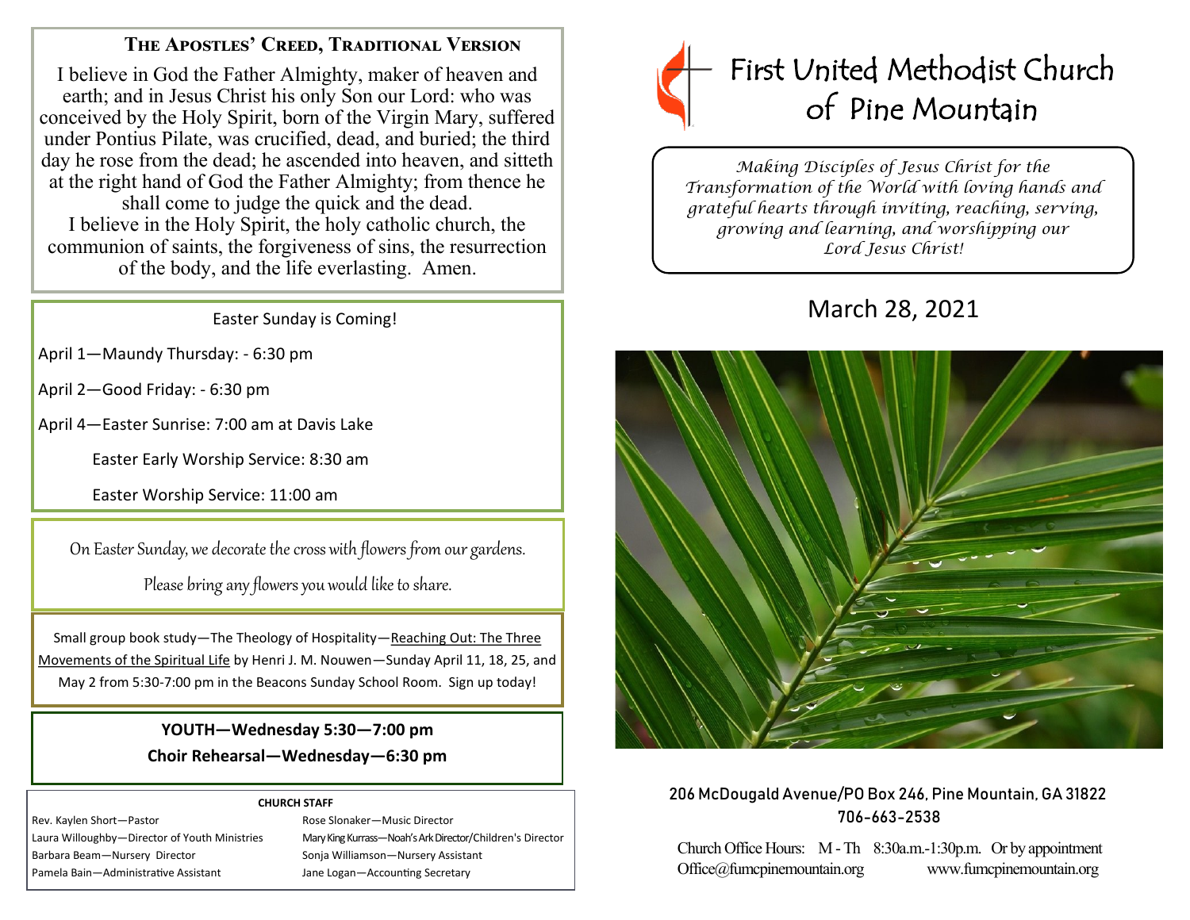## The Apostles' Creed, Traditional Version

I believe in God the Father Almighty, maker of heaven and earth; and in Jesus Christ his only Son our Lord: who was conceived by the Holy Spirit, born of the Virgin Mary, suffered under Pontius Pilate, was crucified, dead, and buried; the third day he rose from the dead; he ascended into heaven, and sitteth at the right hand of God the Father Almighty; from thence he shall come to judge the quick and the dead.
I believe in the Holy Spirit, the holy catholic church, the communion of saints, the forgiveness of sins, the resurrection of the body, and the life everlasting. Amen.

Easter Sunday is Coming!

April 1—Maundy Thursday: - 6:30 pm

April 2—Good Friday: - 6:30 pm

April 4—Easter Sunrise: 7:00 am at Davis Lake

Easter Early Worship Service: 8:30 am

Easter Worship Service: 11:00 am

*On Easter Sunday, we decorate the cross with flowers from our gardens.*

*Please bring any flowers you would like to share.*

Small group book study—The Theology of Hospitality—Reaching Out: The Three Movements of the Spiritual Life by Henri J. M. Nouwen—Sunday April 11, 18, 25, and May 2 from 5:30-7:00 pm in the Beacons Sunday School Room. Sign up today!

**YOUTH—Wednesday 5:30—7:00 pm**

**Choir Rehearsal—Wednesday—6:30 pm**

**CHURCH STAFF**

| | |
|---|---|
| Rev. Kaylen Short—Pastor | Rose Slonaker—Music Director |
| Laura Willoughby—Director of Youth Ministries | Mary King Kurrass—Noah's Ark Director/Children's Director |
| Barbara Beam—Nursery Director | Sonja Williamson—Nursery Assistant |
| Pamela Bain—Administrative Assistant | Jane Logan—Accounting Secretary |

# First United Methodist Church of Pine Mountain

*Making Disciples of Jesus Christ for the Transformation of the World with loving hands and grateful hearts through inviting, reaching, serving, growing and learning, and worshipping our Lord Jesus Christ!*

## March 28, 2021

206 McDougald Avenue/PO Box 246, Pine Mountain, GA 31822
706-663-2538

Church Office Hours: M - Th 8:30a.m.-1:30p.m. Or by appointment
Office@fumcpinemountain.org www.fumcpinemountain.org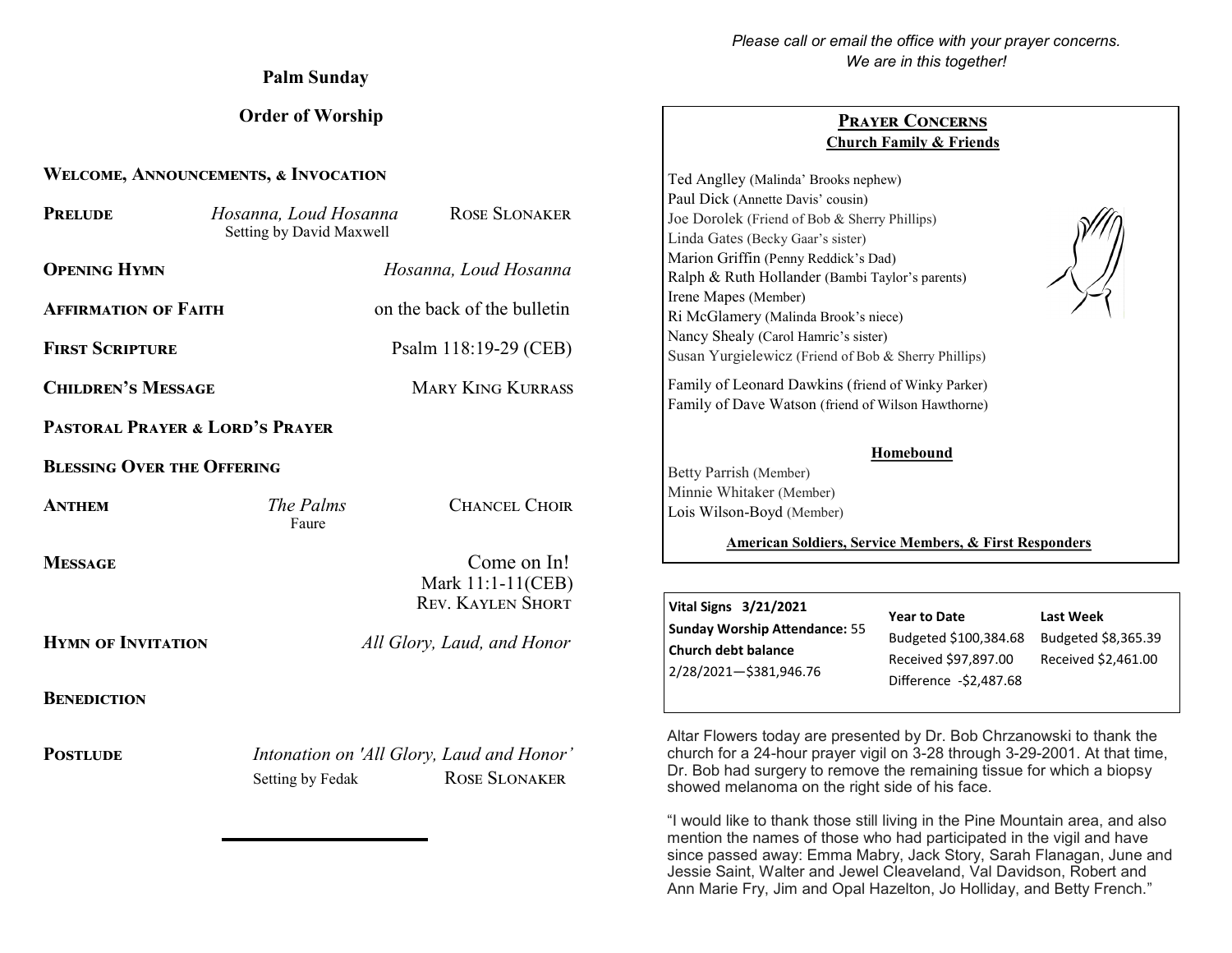## Palm Sunday

## Order of Worship

**Welcome, Announcements, & Invocation**

**Prelude** — *Hosanna, Loud Hosanna* — Rose Slonaker
Setting by David Maxwell

**Opening Hymn** — *Hosanna, Loud Hosanna*

**Affirmation of Faith** — on the back of the bulletin

**First Scripture** — Psalm 118:19-29 (CEB)

**Children's Message** — Mary King Kurrass

**Pastoral Prayer & Lord's Prayer**

**Blessing Over the Offering**

**Anthem** — *The Palms* — Chancel Choir
Faure

**Message** — Come on In!
Mark 11:1-11(CEB)
Rev. Kaylen Short

**Hymn of Invitation** — *All Glory, Laud, and Honor*

**Benediction**

**Postlude** — *Intonation on 'All Glory, Laud and Honor'*
Setting by Fedak — Rose Slonaker

---

*Please call or email the office with your prayer concerns.*
*We are in this together!*

## Prayer Concerns

**Church Family & Friends**

Ted Anglley (Malinda' Brooks nephew)
Paul Dick (Annette Davis' cousin)
Joe Dorolek (Friend of Bob & Sherry Phillips)
Linda Gates (Becky Gaar's sister)
Marion Griffin (Penny Reddick's Dad)
Ralph & Ruth Hollander (Bambi Taylor's parents)
Irene Mapes (Member)
Ri McGlamery (Malinda Brook's niece)
Nancy Shealy (Carol Hamric's sister)
Susan Yurgielewicz (Friend of Bob & Sherry Phillips)

Family of Leonard Dawkins (friend of Winky Parker)
Family of Dave Watson (friend of Wilson Hawthorne)

**Homebound**

Betty Parrish (Member)
Minnie Whitaker (Member)
Lois Wilson-Boyd (Member)

**American Soldiers, Service Members, & First Responders**

| | Year to Date | Last Week |
|---|---|---|
| **Vital Signs 3/21/2021** | | |
| **Sunday Worship Attendance:** 55 | Budgeted $100,384.68 | Budgeted $8,365.39 |
| **Church debt balance** | Received $97,897.00 | Received $2,461.00 |
| 2/28/2021—$381,946.76 | Difference -$2,487.68 | |

Altar Flowers today are presented by Dr. Bob Chrzanowski to thank the church for a 24-hour prayer vigil on 3-28 through 3-29-2001. At that time, Dr. Bob had surgery to remove the remaining tissue for which a biopsy showed melanoma on the right side of his face.

"I would like to thank those still living in the Pine Mountain area, and also mention the names of those who had participated in the vigil and have since passed away: Emma Mabry, Jack Story, Sarah Flanagan, June and Jessie Saint, Walter and Jewel Cleaveland, Val Davidson, Robert and Ann Marie Fry, Jim and Opal Hazelton, Jo Holliday, and Betty French."